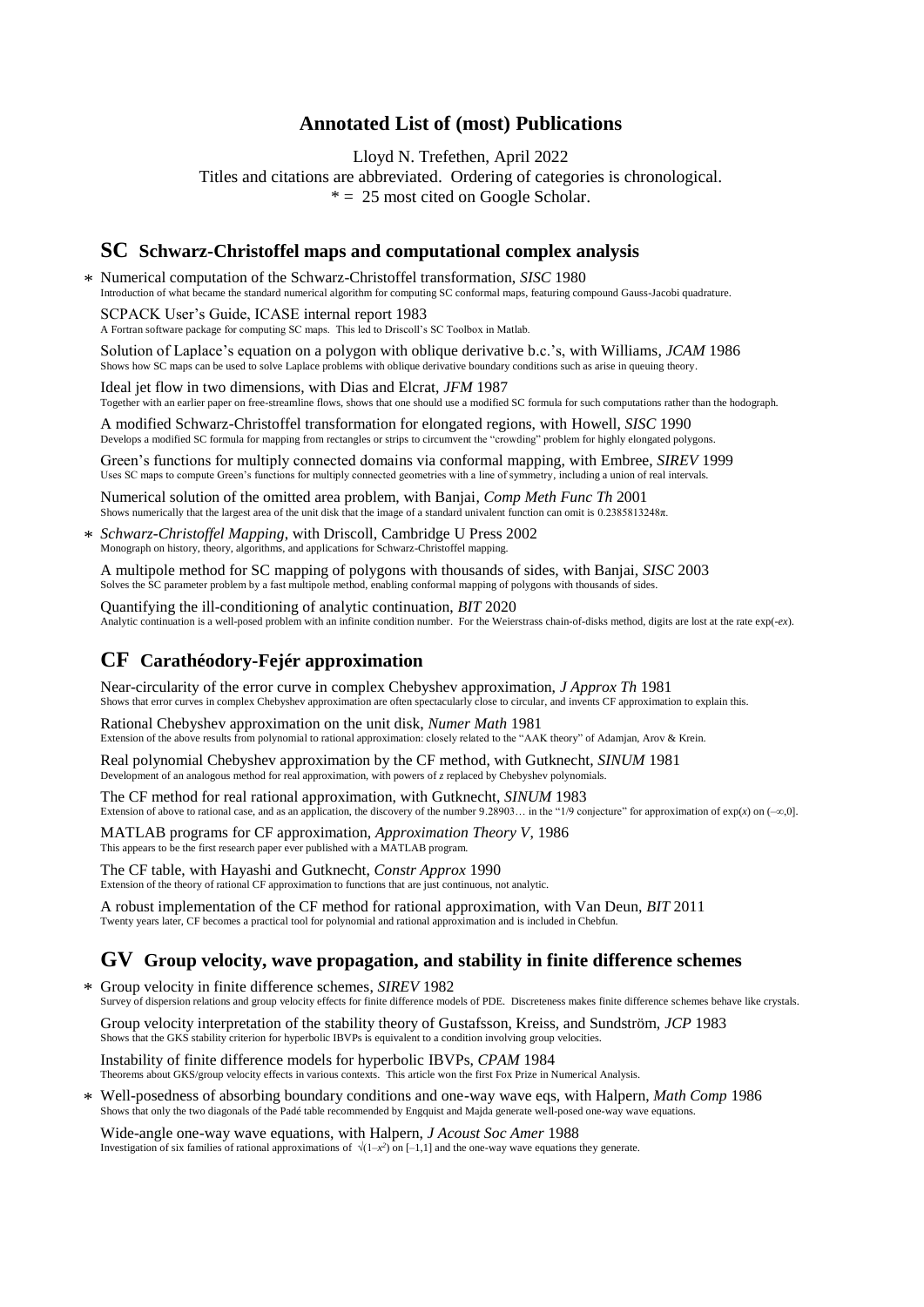# Annotated List of (most) Publications

Lloyd N. Trefethen, April 2022

Titles and citations are abbreviated. Ordering of categories is chronological.

* = 25 most cited on Google Scholar.

## SC Schwarz-Christoffel maps and computational complex analysis

* Numerical computation of the Schwarz-Christoffel transformation, *SISC* 1980
Introduction of what became the standard numerical algorithm for computing SC conformal maps, featuring compound Gauss-Jacobi quadrature.

SCPACK User's Guide, ICASE internal report 1983
A Fortran software package for computing SC maps. This led to Driscoll's SC Toolbox in Matlab.

Solution of Laplace's equation on a polygon with oblique derivative b.c.'s, with Williams, *JCAM* 1986
Shows how SC maps can be used to solve Laplace problems with oblique derivative boundary conditions such as arise in queuing theory.

Ideal jet flow in two dimensions, with Dias and Elcrat, *JFM* 1987
Together with an earlier paper on free-streamline flows, shows that one should use a modified SC formula for such computations rather than the hodograph.

A modified Schwarz-Christoffel transformation for elongated regions, with Howell, *SISC* 1990
Develops a modified SC formula for mapping from rectangles or strips to circumvent the "crowding" problem for highly elongated polygons.

Green's functions for multiply connected domains via conformal mapping, with Embree, *SIREV* 1999
Uses SC maps to compute Green's functions for multiply connected geometries with a line of symmetry, including a union of real intervals.

Numerical solution of the omitted area problem, with Banjai, *Comp Meth Func Th* 2001
Shows numerically that the largest area of the unit disk that the image of a standard univalent function can omit is $0.2385813248\pi$.

* *Schwarz-Christoffel Mapping*, with Driscoll, Cambridge U Press 2002
Monograph on history, theory, algorithms, and applications for Schwarz-Christoffel mapping.

A multipole method for SC mapping of polygons with thousands of sides, with Banjai, *SISC* 2003
Solves the SC parameter problem by a fast multipole method, enabling conformal mapping of polygons with thousands of sides.

Quantifying the ill-conditioning of analytic continuation, *BIT* 2020
Analytic continuation is a well-posed problem with an infinite condition number. For the Weierstrass chain-of-disks method, digits are lost at the rate $\exp(-ex)$.

## CF Carathéodory-Fejér approximation

Near-circularity of the error curve in complex Chebyshev approximation, *J Approx Th* 1981
Shows that error curves in complex Chebyshev approximation are often spectacularly close to circular, and invents CF approximation to explain this.

Rational Chebyshev approximation on the unit disk, *Numer Math* 1981
Extension of the above results from polynomial to rational approximation: closely related to the "AAK theory" of Adamjan, Arov & Krein.

Real polynomial Chebyshev approximation by the CF method, with Gutknecht, *SINUM* 1981
Development of an analogous method for real approximation, with powers of $z$ replaced by Chebyshev polynomials.

The CF method for real rational approximation, with Gutknecht, *SINUM* 1983
Extension of above to rational case, and as an application, the discovery of the number 9.28903… in the "1/9 conjecture" for approximation of $\exp(x)$ on $(-\infty,0]$.

MATLAB programs for CF approximation, *Approximation Theory V*, 1986
This appears to be the first research paper ever published with a MATLAB program.

The CF table, with Hayashi and Gutknecht, *Constr Approx* 1990
Extension of the theory of rational CF approximation to functions that are just continuous, not analytic.

A robust implementation of the CF method for rational approximation, with Van Deun, *BIT* 2011
Twenty years later, CF becomes a practical tool for polynomial and rational approximation and is included in Chebfun.

## GV Group velocity, wave propagation, and stability in finite difference schemes

* Group velocity in finite difference schemes, *SIREV* 1982
Survey of dispersion relations and group velocity effects for finite difference models of PDE. Discreteness makes finite difference schemes behave like crystals.

Group velocity interpretation of the stability theory of Gustafsson, Kreiss, and Sundström, *JCP* 1983
Shows that the GKS stability criterion for hyperbolic IBVPs is equivalent to a condition involving group velocities.

Instability of finite difference models for hyperbolic IBVPs, *CPAM* 1984
Theorems about GKS/group velocity effects in various contexts. This article won the first Fox Prize in Numerical Analysis.

* Well-posedness of absorbing boundary conditions and one-way wave eqs, with Halpern, *Math Comp* 1986
Shows that only the two diagonals of the Padé table recommended by Engquist and Majda generate well-posed one-way wave equations.

Wide-angle one-way wave equations, with Halpern, *J Acoust Soc Amer* 1988
Investigation of six families of rational approximations of $\sqrt{(1-x^2)}$ on $[-1,1]$ and the one-way wave equations they generate.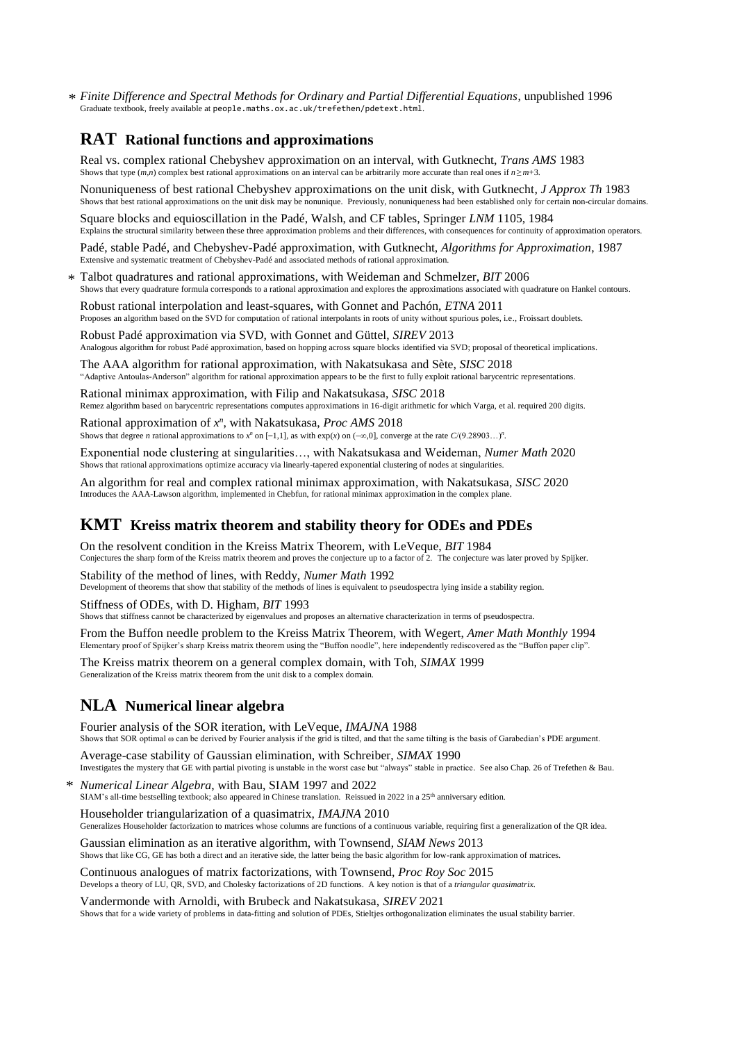\* *Finite Difference and Spectral Methods for Ordinary and Partial Differential Equations*, unpublished 1996
Graduate textbook, freely available at people.maths.ox.ac.uk/trefethen/pdetext.html.

## RAT Rational functions and approximations

Real vs. complex rational Chebyshev approximation on an interval, with Gutknecht, *Trans AMS* 1983
Shows that type $(m,n)$ complex best rational approximations on an interval can be arbitrarily more accurate than real ones if $n \ge m+3$.

Nonuniqueness of best rational Chebyshev approximations on the unit disk, with Gutknecht, *J Approx Th* 1983
Shows that best rational approximations on the unit disk may be nonunique. Previously, nonuniqueness had been established only for certain non-circular domains.

Square blocks and equioscillation in the Padé, Walsh, and CF tables, Springer *LNM* 1105, 1984
Explains the structural similarity between these three approximation problems and their differences, with consequences for continuity of approximation operators.

Padé, stable Padé, and Chebyshev-Padé approximation, with Gutknecht, *Algorithms for Approximation*, 1987
Extensive and systematic treatment of Chebyshev-Padé and associated methods of rational approximation.

\* Talbot quadratures and rational approximations, with Weideman and Schmelzer, *BIT* 2006
Shows that every quadrature formula corresponds to a rational approximation and explores the approximations associated with quadrature on Hankel contours.

Robust rational interpolation and least-squares, with Gonnet and Pachón, *ETNA* 2011
Proposes an algorithm based on the SVD for computation of rational interpolants in roots of unity without spurious poles, i.e., Froissart doublets.

Robust Padé approximation via SVD, with Gonnet and Güttel, *SIREV* 2013
Analogous algorithm for robust Padé approximation, based on hopping across square blocks identified via SVD; proposal of theoretical implications.

The AAA algorithm for rational approximation, with Nakatsukasa and Sète, *SISC* 2018
"Adaptive Antoulas-Anderson" algorithm for rational approximation appears to be the first to fully exploit rational barycentric representations.

Rational minimax approximation, with Filip and Nakatsukasa, *SISC* 2018
Remez algorithm based on barycentric representations computes approximations in 16-digit arithmetic for which Varga, et al. required 200 digits.

Rational approximation of $x^n$, with Nakatsukasa, *Proc AMS* 2018
Shows that degree $n$ rational approximations to $x^n$ on $[-1,1]$, as with $\exp(x)$ on $(-\infty,0]$, converge at the rate $C/(9.28903\ldots)^n$.

Exponential node clustering at singularities…, with Nakatsukasa and Weideman, *Numer Math* 2020
Shows that rational approximations optimize accuracy via linearly-tapered exponential clustering of nodes at singularities.

An algorithm for real and complex rational minimax approximation, with Nakatsukasa, *SISC* 2020
Introduces the AAA-Lawson algorithm, implemented in Chebfun, for rational minimax approximation in the complex plane.

## KMT Kreiss matrix theorem and stability theory for ODEs and PDEs

On the resolvent condition in the Kreiss Matrix Theorem, with LeVeque, *BIT* 1984
Conjectures the sharp form of the Kreiss matrix theorem and proves the conjecture up to a factor of 2. The conjecture was later proved by Spijker.

Stability of the method of lines, with Reddy, *Numer Math* 1992
Development of theorems that show that stability of the methods of lines is equivalent to pseudospectra lying inside a stability region.

Stiffness of ODEs, with D. Higham, *BIT* 1993
Shows that stiffness cannot be characterized by eigenvalues and proposes an alternative characterization in terms of pseudospectra.

From the Buffon needle problem to the Kreiss Matrix Theorem, with Wegert, *Amer Math Monthly* 1994
Elementary proof of Spijker's sharp Kreiss matrix theorem using the "Buffon noodle", here independently rediscovered as the "Buffon paper clip".

The Kreiss matrix theorem on a general complex domain, with Toh, *SIMAX* 1999
Generalization of the Kreiss matrix theorem from the unit disk to a complex domain.

## NLA Numerical linear algebra

Fourier analysis of the SOR iteration, with LeVeque, *IMAJNA* 1988
Shows that SOR optimal ω can be derived by Fourier analysis if the grid is tilted, and that the same tilting is the basis of Garabedian's PDE argument.

Average-case stability of Gaussian elimination, with Schreiber, *SIMAX* 1990
Investigates the mystery that GE with partial pivoting is unstable in the worst case but "always" stable in practice. See also Chap. 26 of Trefethen & Bau.

\* *Numerical Linear Algebra*, with Bau, SIAM 1997 and 2022
SIAM's all-time bestselling textbook; also appeared in Chinese translation. Reissued in 2022 in a 25th anniversary edition.

Householder triangularization of a quasimatrix, *IMAJNA* 2010
Generalizes Householder factorization to matrices whose columns are functions of a continuous variable, requiring first a generalization of the QR idea.

Gaussian elimination as an iterative algorithm, with Townsend, *SIAM News* 2013
Shows that like CG, GE has both a direct and an iterative side, the latter being the basic algorithm for low-rank approximation of matrices.

Continuous analogues of matrix factorizations, with Townsend, *Proc Roy Soc* 2015
Develops a theory of LU, QR, SVD, and Cholesky factorizations of 2D functions. A key notion is that of a *triangular quasimatrix*.

Vandermonde with Arnoldi, with Brubeck and Nakatsukasa, *SIREV* 2021
Shows that for a wide variety of problems in data-fitting and solution of PDEs, Stieltjes orthogonalization eliminates the usual stability barrier.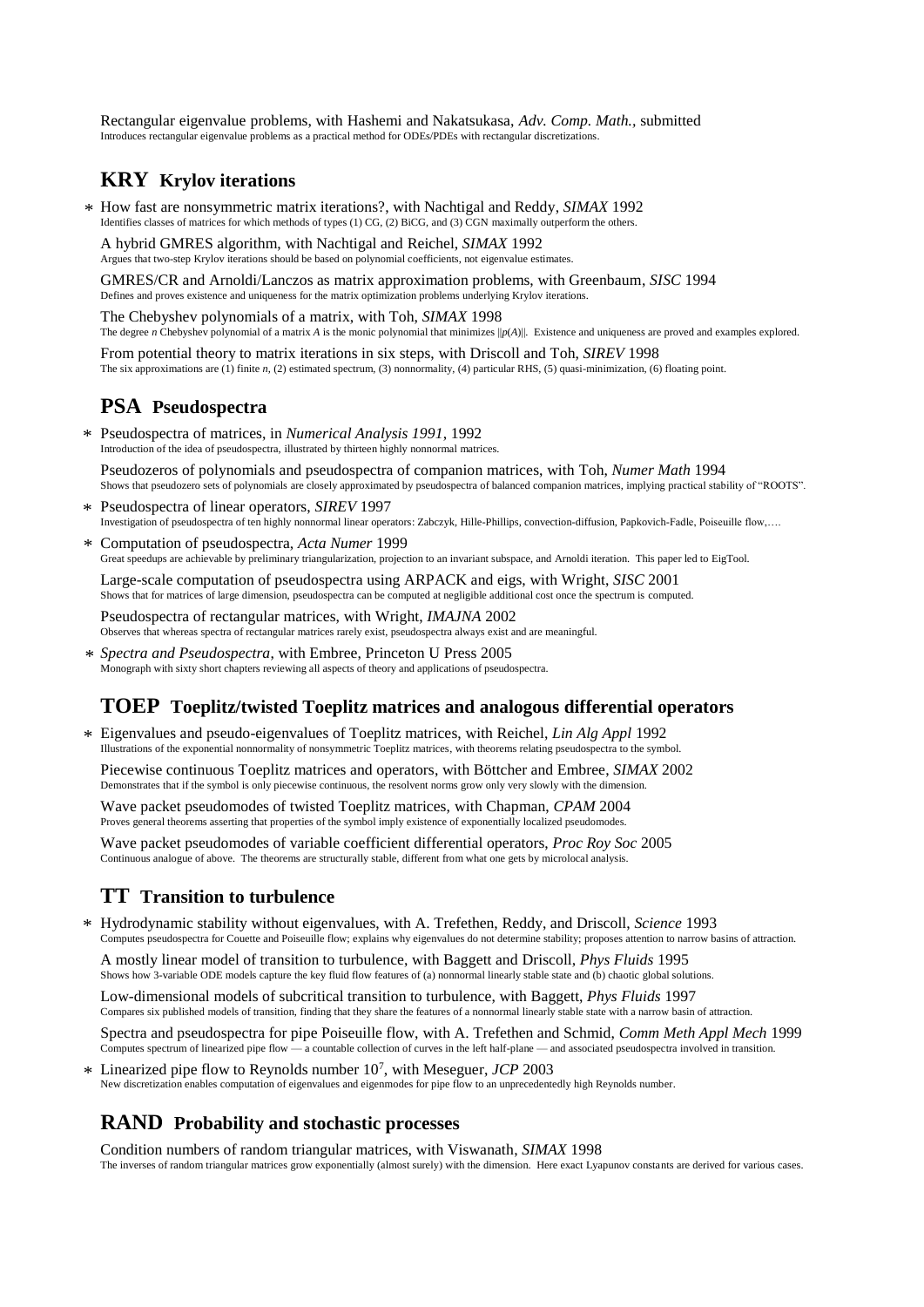Rectangular eigenvalue problems, with Hashemi and Nakatsukasa, *Adv. Comp. Math.*, submitted
Introduces rectangular eigenvalue problems as a practical method for ODEs/PDEs with rectangular discretizations.

## KRY Krylov iterations

∗ How fast are nonsymmetric matrix iterations?, with Nachtigal and Reddy, *SIMAX* 1992
Identifies classes of matrices for which methods of types (1) CG, (2) BiCG, and (3) CGN maximally outperform the others.

A hybrid GMRES algorithm, with Nachtigal and Reichel, *SIMAX* 1992
Argues that two-step Krylov iterations should be based on polynomial coefficients, not eigenvalue estimates.

GMRES/CR and Arnoldi/Lanczos as matrix approximation problems, with Greenbaum, *SISC* 1994
Defines and proves existence and uniqueness for the matrix optimization problems underlying Krylov iterations.

The Chebyshev polynomials of a matrix, with Toh, *SIMAX* 1998
The degree $n$ Chebyshev polynomial of a matrix $A$ is the monic polynomial that minimizes $\|p(A)\|$. Existence and uniqueness are proved and examples explored.

From potential theory to matrix iterations in six steps, with Driscoll and Toh, *SIREV* 1998
The six approximations are (1) finite $n$, (2) estimated spectrum, (3) nonnormality, (4) particular RHS, (5) quasi-minimization, (6) floating point.

## PSA Pseudospectra

∗ Pseudospectra of matrices, in *Numerical Analysis 1991*, 1992
Introduction of the idea of pseudospectra, illustrated by thirteen highly nonnormal matrices.

Pseudozeros of polynomials and pseudospectra of companion matrices, with Toh, *Numer Math* 1994
Shows that pseudozero sets of polynomials are closely approximated by pseudospectra of balanced companion matrices, implying practical stability of "ROOTS".

∗ Pseudospectra of linear operators, *SIREV* 1997
Investigation of pseudospectra of ten highly nonnormal linear operators: Zabczyk, Hille-Phillips, convection-diffusion, Papkovich-Fadle, Poiseuille flow,….

∗ Computation of pseudospectra, *Acta Numer* 1999
Great speedups are achievable by preliminary triangularization, projection to an invariant subspace, and Arnoldi iteration. This paper led to EigTool.

Large-scale computation of pseudospectra using ARPACK and eigs, with Wright, *SISC* 2001
Shows that for matrices of large dimension, pseudospectra can be computed at negligible additional cost once the spectrum is computed.

Pseudospectra of rectangular matrices, with Wright, *IMAJNA* 2002
Observes that whereas spectra of rectangular matrices rarely exist, pseudospectra always exist and are meaningful.

∗ *Spectra and Pseudospectra*, with Embree, Princeton U Press 2005
Monograph with sixty short chapters reviewing all aspects of theory and applications of pseudospectra.

## TOEP Toeplitz/twisted Toeplitz matrices and analogous differential operators

∗ Eigenvalues and pseudo-eigenvalues of Toeplitz matrices, with Reichel, *Lin Alg Appl* 1992
Illustrations of the exponential nonnormality of nonsymmetric Toeplitz matrices, with theorems relating pseudospectra to the symbol.

Piecewise continuous Toeplitz matrices and operators, with Böttcher and Embree, *SIMAX* 2002
Demonstrates that if the symbol is only piecewise continuous, the resolvent norms grow only very slowly with the dimension.

Wave packet pseudomodes of twisted Toeplitz matrices, with Chapman, *CPAM* 2004
Proves general theorems asserting that properties of the symbol imply existence of exponentially localized pseudomodes.

Wave packet pseudomodes of variable coefficient differential operators, *Proc Roy Soc* 2005
Continuous analogue of above. The theorems are structurally stable, different from what one gets by microlocal analysis.

## TT Transition to turbulence

∗ Hydrodynamic stability without eigenvalues, with A. Trefethen, Reddy, and Driscoll, *Science* 1993
Computes pseudospectra for Couette and Poiseuille flow; explains why eigenvalues do not determine stability; proposes attention to narrow basins of attraction.

A mostly linear model of transition to turbulence, with Baggett and Driscoll, *Phys Fluids* 1995
Shows how 3-variable ODE models capture the key fluid flow features of (a) nonnormal linearly stable state and (b) chaotic global solutions.

Low-dimensional models of subcritical transition to turbulence, with Baggett, *Phys Fluids* 1997
Compares six published models of transition, finding that they share the features of a nonnormal linearly stable state with a narrow basin of attraction.

Spectra and pseudospectra for pipe Poiseuille flow, with A. Trefethen and Schmid, *Comm Meth Appl Mech* 1999
Computes spectrum of linearized pipe flow — a countable collection of curves in the left half-plane — and associated pseudospectra involved in transition.

∗ Linearized pipe flow to Reynolds number $10^7$, with Meseguer, *JCP* 2003
New discretization enables computation of eigenvalues and eigenmodes for pipe flow to an unprecedentedly high Reynolds number.

## RAND Probability and stochastic processes

Condition numbers of random triangular matrices, with Viswanath, *SIMAX* 1998
The inverses of random triangular matrices grow exponentially (almost surely) with the dimension. Here exact Lyapunov constants are derived for various cases.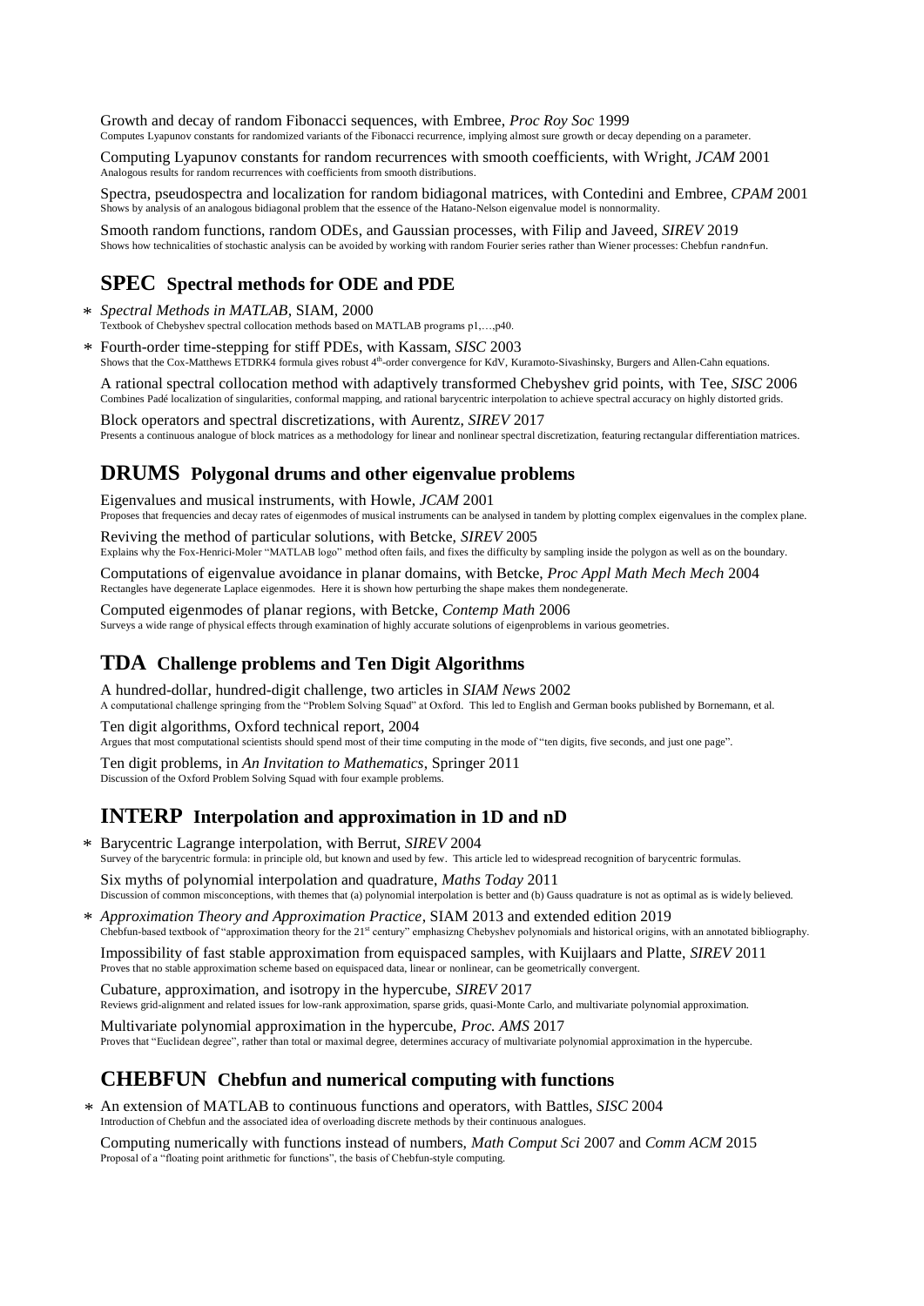Growth and decay of random Fibonacci sequences, with Embree, *Proc Roy Soc* 1999
Computes Lyapunov constants for randomized variants of the Fibonacci recurrence, implying almost sure growth or decay depending on a parameter.

Computing Lyapunov constants for random recurrences with smooth coefficients, with Wright, *JCAM* 2001
Analogous results for random recurrences with coefficients from smooth distributions.

Spectra, pseudospectra and localization for random bidiagonal matrices, with Contedini and Embree, *CPAM* 2001
Shows by analysis of an analogous bidiagonal problem that the essence of the Hatano-Nelson eigenvalue model is nonnormality.

Smooth random functions, random ODEs, and Gaussian processes, with Filip and Javeed, *SIREV* 2019
Shows how technicalities of stochastic analysis can be avoided by working with random Fourier series rather than Wiener processes: Chebfun `randnfun`.

## SPEC Spectral methods for ODE and PDE

∗ *Spectral Methods in MATLAB*, SIAM, 2000
Textbook of Chebyshev spectral collocation methods based on MATLAB programs p1,…,p40.

∗ Fourth-order time-stepping for stiff PDEs, with Kassam, *SISC* 2003
Shows that the Cox-Matthews ETDRK4 formula gives robust 4th-order convergence for KdV, Kuramoto-Sivashinsky, Burgers and Allen-Cahn equations.

A rational spectral collocation method with adaptively transformed Chebyshev grid points, with Tee, *SISC* 2006
Combines Padé localization of singularities, conformal mapping, and rational barycentric interpolation to achieve spectral accuracy on highly distorted grids.

Block operators and spectral discretizations, with Aurentz, *SIREV* 2017
Presents a continuous analogue of block matrices as a methodology for linear and nonlinear spectral discretization, featuring rectangular differentiation matrices.

## DRUMS Polygonal drums and other eigenvalue problems

Eigenvalues and musical instruments, with Howle, *JCAM* 2001
Proposes that frequencies and decay rates of eigenmodes of musical instruments can be analysed in tandem by plotting complex eigenvalues in the complex plane.

Reviving the method of particular solutions, with Betcke, *SIREV* 2005
Explains why the Fox-Henrici-Moler "MATLAB logo" method often fails, and fixes the difficulty by sampling inside the polygon as well as on the boundary.

Computations of eigenvalue avoidance in planar domains, with Betcke, *Proc Appl Math Mech Mech* 2004
Rectangles have degenerate Laplace eigenmodes. Here it is shown how perturbing the shape makes them nondegenerate.

Computed eigenmodes of planar regions, with Betcke, *Contemp Math* 2006
Surveys a wide range of physical effects through examination of highly accurate solutions of eigenproblems in various geometries.

## TDA Challenge problems and Ten Digit Algorithms

A hundred-dollar, hundred-digit challenge, two articles in *SIAM News* 2002
A computational challenge springing from the "Problem Solving Squad" at Oxford. This led to English and German books published by Bornemann, et al.

Ten digit algorithms, Oxford technical report, 2004
Argues that most computational scientists should spend most of their time computing in the mode of "ten digits, five seconds, and just one page".

Ten digit problems, in *An Invitation to Mathematics*, Springer 2011
Discussion of the Oxford Problem Solving Squad with four example problems.

## INTERP Interpolation and approximation in 1D and nD

∗ Barycentric Lagrange interpolation, with Berrut, *SIREV* 2004
Survey of the barycentric formula: in principle old, but known and used by few. This article led to widespread recognition of barycentric formulas.

Six myths of polynomial interpolation and quadrature, *Maths Today* 2011
Discussion of common misconceptions, with themes that (a) polynomial interpolation is better and (b) Gauss quadrature is not as optimal as is widely believed.

∗ *Approximation Theory and Approximation Practice*, SIAM 2013 and extended edition 2019
Chebfun-based textbook of "approximation theory for the 21st century" emphasizng Chebyshev polynomials and historical origins, with an annotated bibliography.

Impossibility of fast stable approximation from equispaced samples, with Kuijlaars and Platte, *SIREV* 2011
Proves that no stable approximation scheme based on equispaced data, linear or nonlinear, can be geometrically convergent.

Cubature, approximation, and isotropy in the hypercube, *SIREV* 2017
Reviews grid-alignment and related issues for low-rank approximation, sparse grids, quasi-Monte Carlo, and multivariate polynomial approximation.

Multivariate polynomial approximation in the hypercube, *Proc. AMS* 2017
Proves that "Euclidean degree", rather than total or maximal degree, determines accuracy of multivariate polynomial approximation in the hypercube.

## CHEBFUN Chebfun and numerical computing with functions

∗ An extension of MATLAB to continuous functions and operators, with Battles, *SISC* 2004
Introduction of Chebfun and the associated idea of overloading discrete methods by their continuous analogues.

Computing numerically with functions instead of numbers, *Math Comput Sci* 2007 and *Comm ACM* 2015
Proposal of a "floating point arithmetic for functions", the basis of Chebfun-style computing.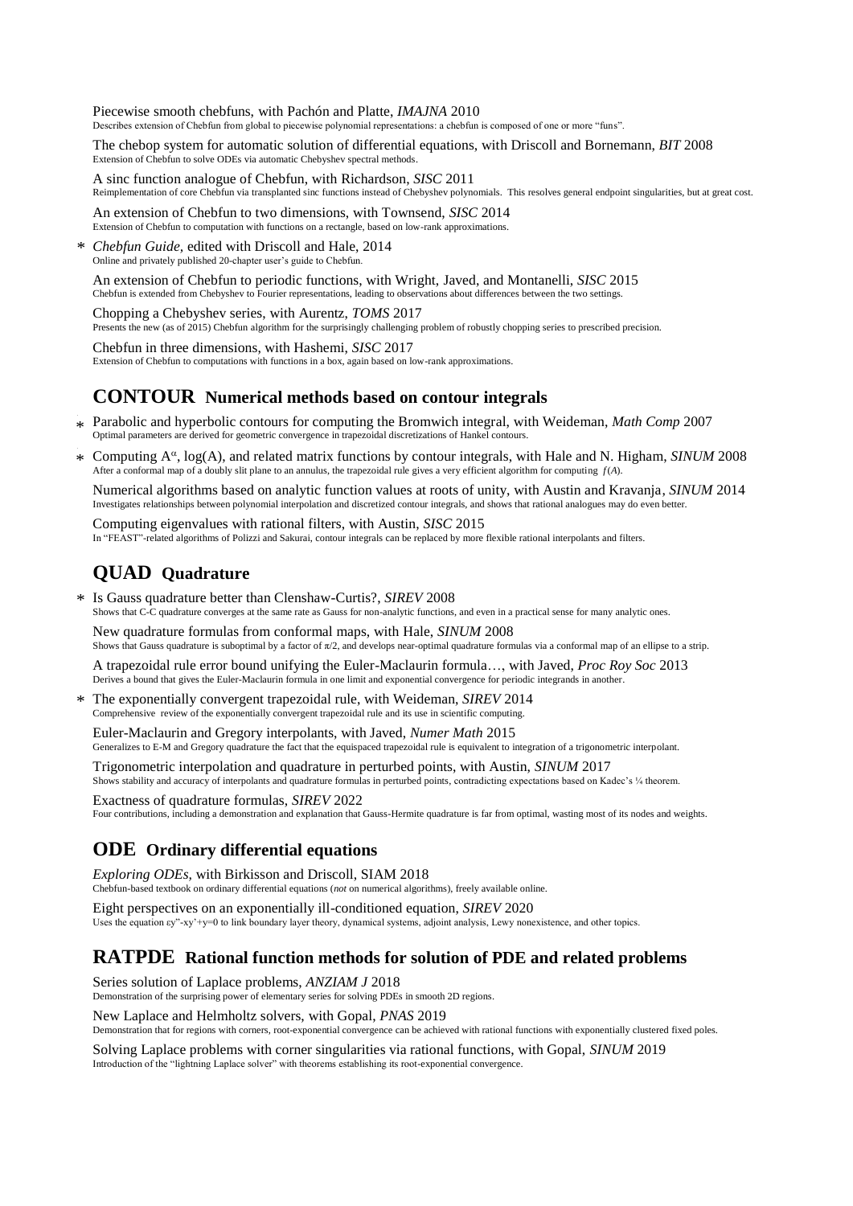Piecewise smooth chebfuns, with Pachón and Platte, *IMAJNA* 2010
Describes extension of Chebfun from global to piecewise polynomial representations: a chebfun is composed of one or more "funs".

The chebop system for automatic solution of differential equations, with Driscoll and Bornemann, *BIT* 2008
Extension of Chebfun to solve ODEs via automatic Chebyshev spectral methods.

A sinc function analogue of Chebfun, with Richardson, *SISC* 2011
Reimplementation of core Chebfun via transplanted sinc functions instead of Chebyshev polynomials. This resolves general endpoint singularities, but at great cost.

An extension of Chebfun to two dimensions, with Townsend, *SISC* 2014
Extension of Chebfun to computation with functions on a rectangle, based on low-rank approximations.

\* *Chebfun Guide*, edited with Driscoll and Hale, 2014
Online and privately published 20-chapter user's guide to Chebfun.

An extension of Chebfun to periodic functions, with Wright, Javed, and Montanelli, *SISC* 2015
Chebfun is extended from Chebyshev to Fourier representations, leading to observations about differences between the two settings.

Chopping a Chebyshev series, with Aurentz, *TOMS* 2017
Presents the new (as of 2015) Chebfun algorithm for the surprisingly challenging problem of robustly chopping series to prescribed precision.

Chebfun in three dimensions, with Hashemi, *SISC* 2017
Extension of Chebfun to computations with functions in a box, again based on low-rank approximations.

## CONTOUR Numerical methods based on contour integrals

\* Parabolic and hyperbolic contours for computing the Bromwich integral, with Weideman, *Math Comp* 2007
Optimal parameters are derived for geometric convergence in trapezoidal discretizations of Hankel contours.

\* Computing $A^{\alpha}$, log(A), and related matrix functions by contour integrals, with Hale and N. Higham, *SINUM* 2008
After a conformal map of a doubly slit plane to an annulus, the trapezoidal rule gives a very efficient algorithm for computing $f(A)$.

Numerical algorithms based on analytic function values at roots of unity, with Austin and Kravanja, *SINUM* 2014
Investigates relationships between polynomial interpolation and discretized contour integrals, and shows that rational analogues may do even better.

Computing eigenvalues with rational filters, with Austin, *SISC* 2015
In "FEAST"-related algorithms of Polizzi and Sakurai, contour integrals can be replaced by more flexible rational interpolants and filters.

## QUAD Quadrature

\* Is Gauss quadrature better than Clenshaw-Curtis?, *SIREV* 2008
Shows that C-C quadrature converges at the same rate as Gauss for non-analytic functions, and even in a practical sense for many analytic ones.

New quadrature formulas from conformal maps, with Hale, *SINUM* 2008
Shows that Gauss quadrature is suboptimal by a factor of $\pi/2$, and develops near-optimal quadrature formulas via a conformal map of an ellipse to a strip.

A trapezoidal rule error bound unifying the Euler-Maclaurin formula…, with Javed, *Proc Roy Soc* 2013
Derives a bound that gives the Euler-Maclaurin formula in one limit and exponential convergence for periodic integrands in another.

\* The exponentially convergent trapezoidal rule, with Weideman, *SIREV* 2014
Comprehensive review of the exponentially convergent trapezoidal rule and its use in scientific computing.

Euler-Maclaurin and Gregory interpolants, with Javed, *Numer Math* 2015
Generalizes to E-M and Gregory quadrature the fact that the equispaced trapezoidal rule is equivalent to integration of a trigonometric interpolant.

Trigonometric interpolation and quadrature in perturbed points, with Austin, *SINUM* 2017
Shows stability and accuracy of interpolants and quadrature formulas in perturbed points, contradicting expectations based on Kadec's ¼ theorem.

Exactness of quadrature formulas, *SIREV* 2022
Four contributions, including a demonstration and explanation that Gauss-Hermite quadrature is far from optimal, wasting most of its nodes and weights.

## ODE Ordinary differential equations

*Exploring ODEs*, with Birkisson and Driscoll, SIAM 2018
Chebfun-based textbook on ordinary differential equations (*not* on numerical algorithms), freely available online.

Eight perspectives on an exponentially ill-conditioned equation, *SIREV* 2020
Uses the equation $\varepsilon y'' - xy' + y = 0$ to link boundary layer theory, dynamical systems, adjoint analysis, Lewy nonexistence, and other topics.

## RATPDE Rational function methods for solution of PDE and related problems

Series solution of Laplace problems, *ANZIAM J* 2018
Demonstration of the surprising power of elementary series for solving PDEs in smooth 2D regions.

New Laplace and Helmholtz solvers, with Gopal, *PNAS* 2019
Demonstration that for regions with corners, root-exponential convergence can be achieved with rational functions with exponentially clustered fixed poles.

Solving Laplace problems with corner singularities via rational functions, with Gopal, *SINUM* 2019
Introduction of the "lightning Laplace solver" with theorems establishing its root-exponential convergence.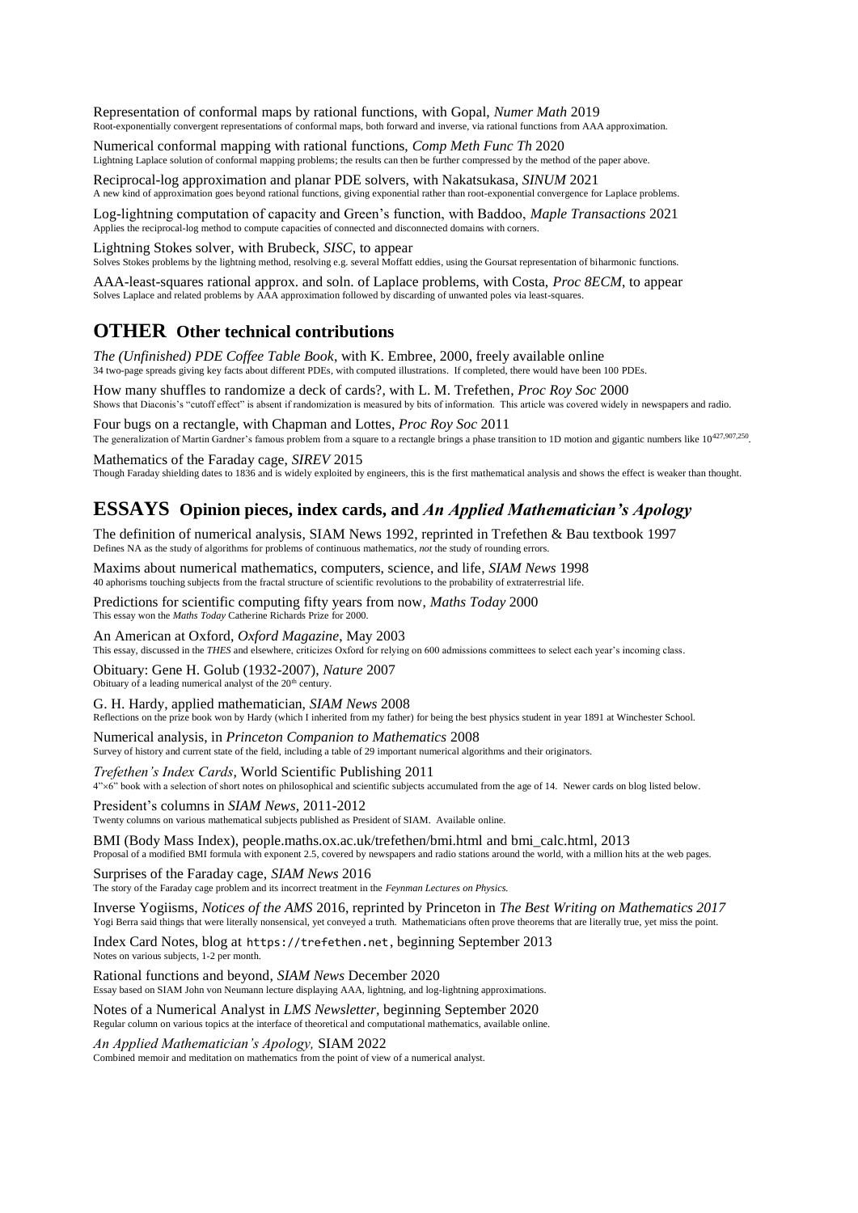Representation of conformal maps by rational functions, with Gopal, *Numer Math* 2019
Root-exponentially convergent representations of conformal maps, both forward and inverse, via rational functions from AAA approximation.

Numerical conformal mapping with rational functions, *Comp Meth Func Th* 2020
Lightning Laplace solution of conformal mapping problems; the results can then be further compressed by the method of the paper above.

Reciprocal-log approximation and planar PDE solvers, with Nakatsukasa, *SINUM* 2021
A new kind of approximation goes beyond rational functions, giving exponential rather than root-exponential convergence for Laplace problems.

Log-lightning computation of capacity and Green's function, with Baddoo, *Maple Transactions* 2021
Applies the reciprocal-log method to compute capacities of connected and disconnected domains with corners.

Lightning Stokes solver, with Brubeck, *SISC*, to appear
Solves Stokes problems by the lightning method, resolving e.g. several Moffatt eddies, using the Goursat representation of biharmonic functions.

AAA-least-squares rational approx. and soln. of Laplace problems, with Costa, *Proc 8ECM*, to appear
Solves Laplace and related problems by AAA approximation followed by discarding of unwanted poles via least-squares.

## OTHER Other technical contributions

*The (Unfinished) PDE Coffee Table Book*, with K. Embree, 2000, freely available online
34 two-page spreads giving key facts about different PDEs, with computed illustrations. If completed, there would have been 100 PDEs.

How many shuffles to randomize a deck of cards?, with L. M. Trefethen, *Proc Roy Soc* 2000
Shows that Diaconis's "cutoff effect" is absent if randomization is measured by bits of information. This article was covered widely in newspapers and radio.

Four bugs on a rectangle, with Chapman and Lottes, *Proc Roy Soc* 2011
The generalization of Martin Gardner's famous problem from a square to a rectangle brings a phase transition to 1D motion and gigantic numbers like $10^{427{,}907{,}250}$.

Mathematics of the Faraday cage, *SIREV* 2015
Though Faraday shielding dates to 1836 and is widely exploited by engineers, this is the first mathematical analysis and shows the effect is weaker than thought.

## ESSAYS Opinion pieces, index cards, and *An Applied Mathematician's Apology*

The definition of numerical analysis, SIAM News 1992, reprinted in Trefethen & Bau textbook 1997
Defines NA as the study of algorithms for problems of continuous mathematics, *not* the study of rounding errors.

Maxims about numerical mathematics, computers, science, and life, *SIAM News* 1998
40 aphorisms touching subjects from the fractal structure of scientific revolutions to the probability of extraterrestrial life.

Predictions for scientific computing fifty years from now, *Maths Today* 2000
This essay won the *Maths Today* Catherine Richards Prize for 2000.

An American at Oxford, *Oxford Magazine*, May 2003
This essay, discussed in the *THES* and elsewhere, criticizes Oxford for relying on 600 admissions committees to select each year's incoming class.

Obituary: Gene H. Golub (1932-2007), *Nature* 2007
Obituary of a leading numerical analyst of the 20th century.

G. H. Hardy, applied mathematician, *SIAM News* 2008
Reflections on the prize book won by Hardy (which I inherited from my father) for being the best physics student in year 1891 at Winchester School.

Numerical analysis, in *Princeton Companion to Mathematics* 2008
Survey of history and current state of the field, including a table of 29 important numerical algorithms and their originators.

*Trefethen's Index Cards*, World Scientific Publishing 2011
4"×6" book with a selection of short notes on philosophical and scientific subjects accumulated from the age of 14. Newer cards on blog listed below.

President's columns in *SIAM News*, 2011-2012
Twenty columns on various mathematical subjects published as President of SIAM. Available online.

BMI (Body Mass Index), people.maths.ox.ac.uk/trefethen/bmi.html and bmi_calc.html, 2013
Proposal of a modified BMI formula with exponent 2.5, covered by newspapers and radio stations around the world, with a million hits at the web pages.

Surprises of the Faraday cage, *SIAM News* 2016
The story of the Faraday cage problem and its incorrect treatment in the *Feynman Lectures on Physics.*

Inverse Yogiisms, *Notices of the AMS* 2016, reprinted by Princeton in *The Best Writing on Mathematics 2017*
Yogi Berra said things that were literally nonsensical, yet conveyed a truth. Mathematicians often prove theorems that are literally true, yet miss the point.

Index Card Notes, blog at `https://trefethen.net`, beginning September 2013
Notes on various subjects, 1-2 per month.

Rational functions and beyond, *SIAM News* December 2020
Essay based on SIAM John von Neumann lecture displaying AAA, lightning, and log-lightning approximations.

Notes of a Numerical Analyst in *LMS Newsletter*, beginning September 2020
Regular column on various topics at the interface of theoretical and computational mathematics, available online.

*An Applied Mathematician's Apology,* SIAM 2022
Combined memoir and meditation on mathematics from the point of view of a numerical analyst.